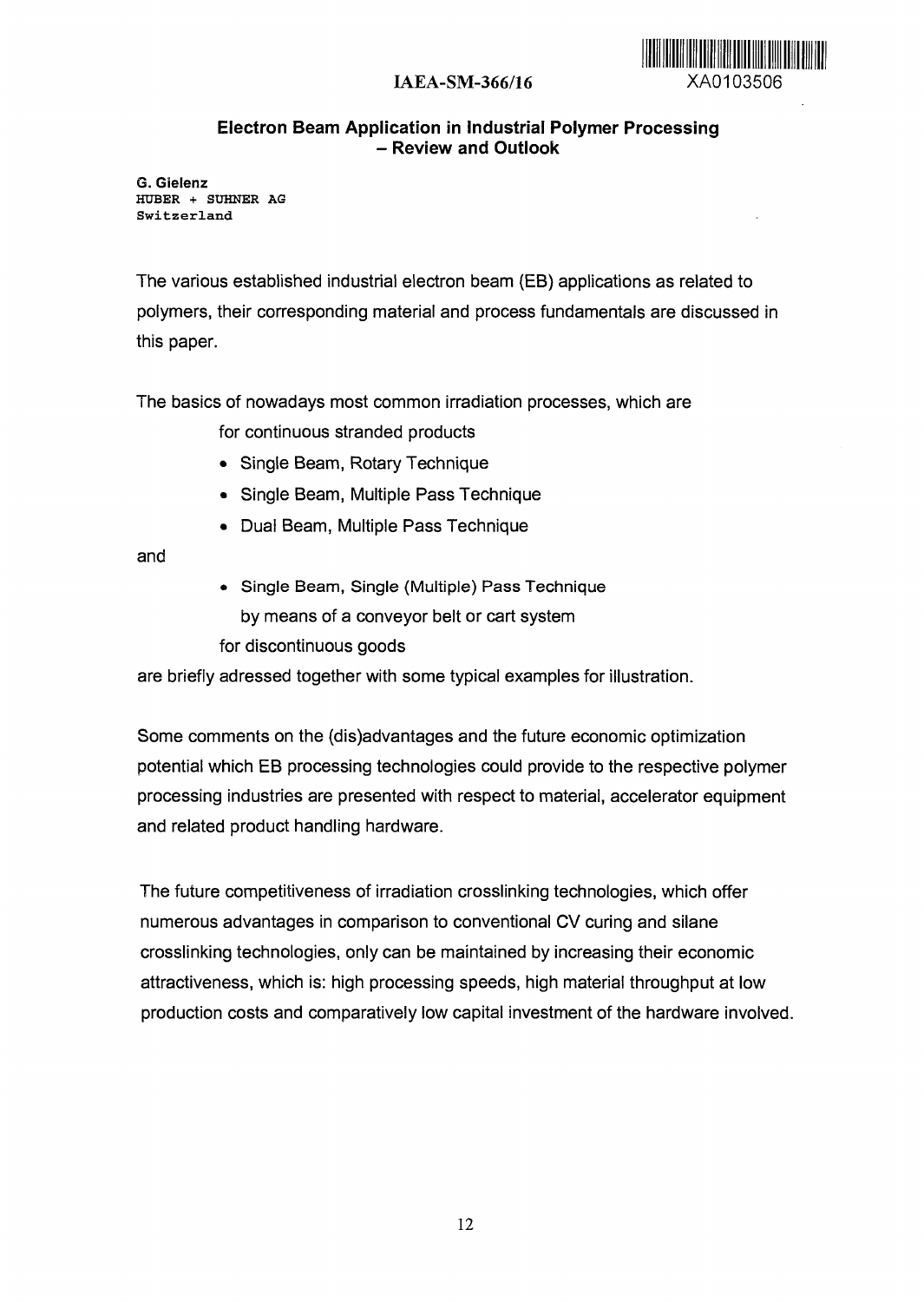IAEA-SM-366/16

XA0103506

## Electron Beam Application in Industrial Polymer Processing – Review and Outlook

**G. Gielenz**
HUBER + SUHNER AG
Switzerland

The various established industrial electron beam (EB) applications as related to polymers, their corresponding material and process fundamentals are discussed in this paper.

The basics of nowadays most common irradiation processes, which are

for continuous stranded products

- Single Beam, Rotary Technique
- Single Beam, Multiple Pass Technique
- Dual Beam, Multiple Pass Technique

and

- Single Beam, Single (Multiple) Pass Technique
  by means of a conveyor belt or cart system

for discontinuous goods

are briefly adressed together with some typical examples for illustration.

Some comments on the (dis)advantages and the future economic optimization potential which EB processing technologies could provide to the respective polymer processing industries are presented with respect to material, accelerator equipment and related product handling hardware.

The future competitiveness of irradiation crosslinking technologies, which offer numerous advantages in comparison to conventional CV curing and silane crosslinking technologies, only can be maintained by increasing their economic attractiveness, which is: high processing speeds, high material throughput at low production costs and comparatively low capital investment of the hardware involved.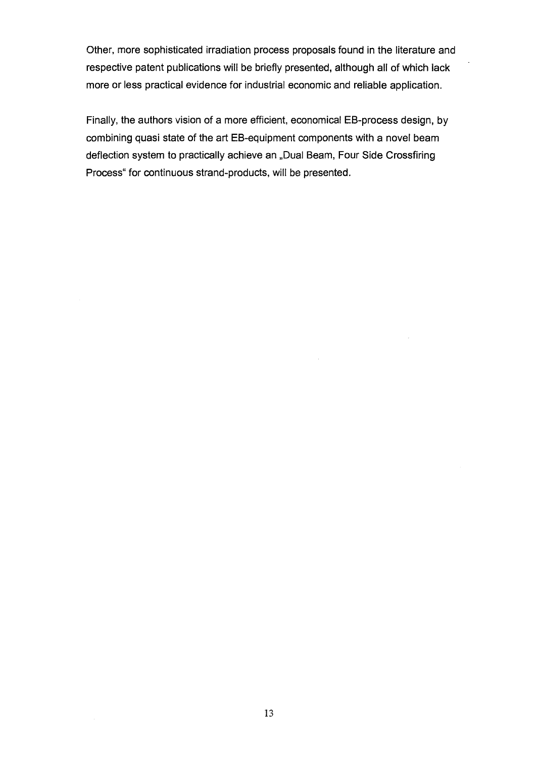Other, more sophisticated irradiation process proposals found in the literature and respective patent publications will be briefly presented, although all of which lack more or less practical evidence for industrial economic and reliable application.

Finally, the authors vision of a more efficient, economical EB-process design, by combining quasi state of the art EB-equipment components with a novel beam deflection system to practically achieve an „Dual Beam, Four Side Crossfiring Process" for continuous strand-products, will be presented.